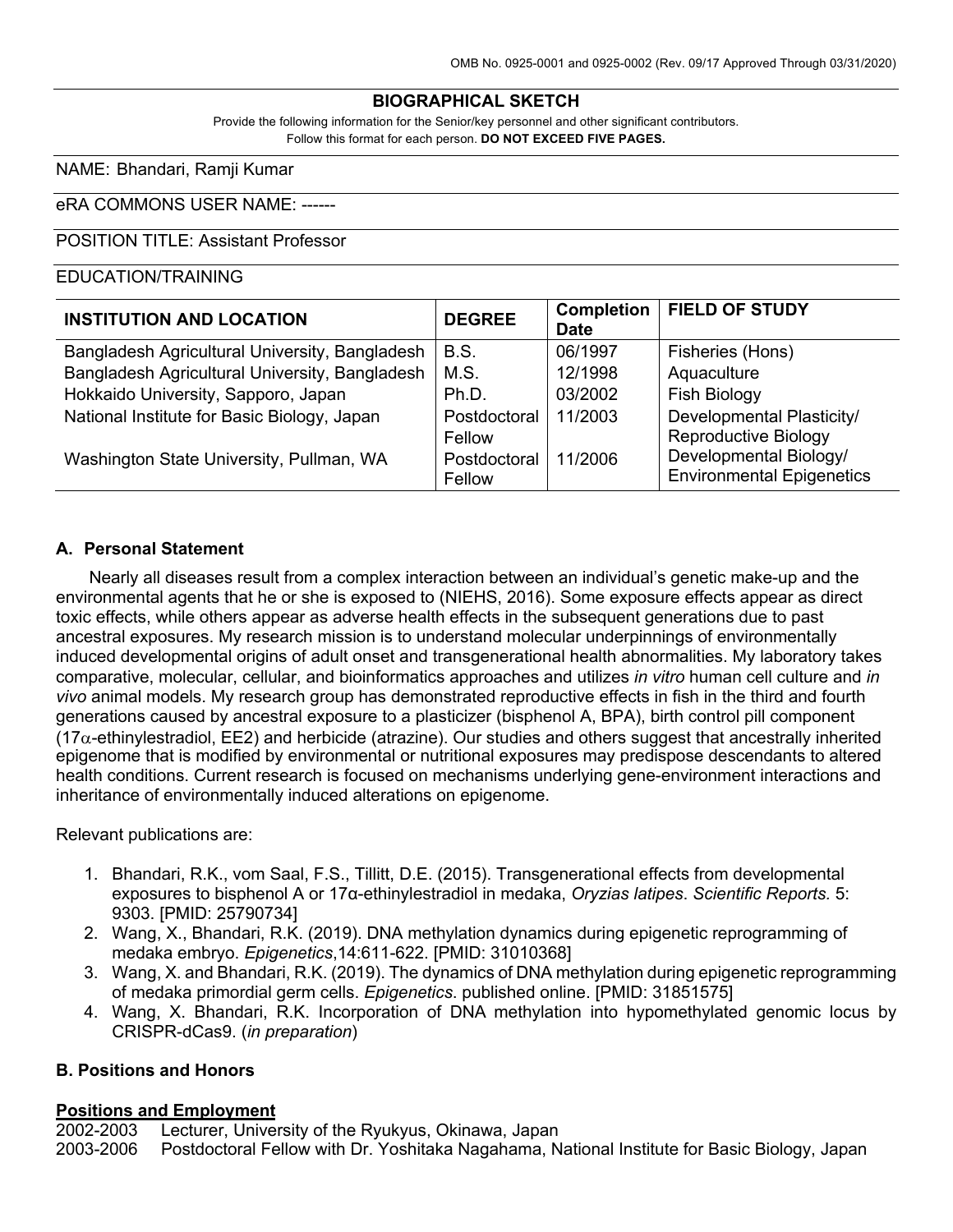OMB No. 0925-0001 and 0925-0002 (Rev. 09/17 Approved Through 03/31/2020)

# BIOGRAPHICAL SKETCH

Provide the following information for the Senior/key personnel and other significant contributors.
Follow this format for each person. **DO NOT EXCEED FIVE PAGES.**

NAME: Bhandari, Ramji Kumar

eRA COMMONS USER NAME: ------

POSITION TITLE: Assistant Professor

EDUCATION/TRAINING

| INSTITUTION AND LOCATION | DEGREE | Completion Date | FIELD OF STUDY |
|---|---|---|---|
| Bangladesh Agricultural University, Bangladesh | B.S. | 06/1997 | Fisheries (Hons) |
| Bangladesh Agricultural University, Bangladesh | M.S. | 12/1998 | Aquaculture |
| Hokkaido University, Sapporo, Japan | Ph.D. | 03/2002 | Fish Biology |
| National Institute for Basic Biology, Japan | Postdoctoral Fellow | 11/2003 | Developmental Plasticity/ Reproductive Biology |
| Washington State University, Pullman, WA | Postdoctoral Fellow | 11/2006 | Developmental Biology/ Environmental Epigenetics |

## A. Personal Statement

Nearly all diseases result from a complex interaction between an individual's genetic make-up and the environmental agents that he or she is exposed to (NIEHS, 2016). Some exposure effects appear as direct toxic effects, while others appear as adverse health effects in the subsequent generations due to past ancestral exposures. My research mission is to understand molecular underpinnings of environmentally induced developmental origins of adult onset and transgenerational health abnormalities. My laboratory takes comparative, molecular, cellular, and bioinformatics approaches and utilizes *in vitro* human cell culture and *in vivo* animal models. My research group has demonstrated reproductive effects in fish in the third and fourth generations caused by ancestral exposure to a plasticizer (bisphenol A, BPA), birth control pill component (17$\alpha$-ethinylestradiol, EE2) and herbicide (atrazine). Our studies and others suggest that ancestrally inherited epigenome that is modified by environmental or nutritional exposures may predispose descendants to altered health conditions. Current research is focused on mechanisms underlying gene-environment interactions and inheritance of environmentally induced alterations on epigenome.

Relevant publications are:

1. Bhandari, R.K., vom Saal, F.S., Tillitt, D.E. (2015). Transgenerational effects from developmental exposures to bisphenol A or 17α-ethinylestradiol in medaka, *Oryzias latipes*. *Scientific Reports.* 5: 9303. [PMID: 25790734]
2. Wang, X., Bhandari, R.K. (2019). DNA methylation dynamics during epigenetic reprogramming of medaka embryo. *Epigenetics*,14:611-622. [PMID: 31010368]
3. Wang, X. and Bhandari, R.K. (2019). The dynamics of DNA methylation during epigenetic reprogramming of medaka primordial germ cells. *Epigenetics*. published online. [PMID: 31851575]
4. Wang, X. Bhandari, R.K. Incorporation of DNA methylation into hypomethylated genomic locus by CRISPR-dCas9. (*in preparation*)

## B. Positions and Honors

### Positions and Employment

2002-2003 Lecturer, University of the Ryukyus, Okinawa, Japan
2003-2006 Postdoctoral Fellow with Dr. Yoshitaka Nagahama, National Institute for Basic Biology, Japan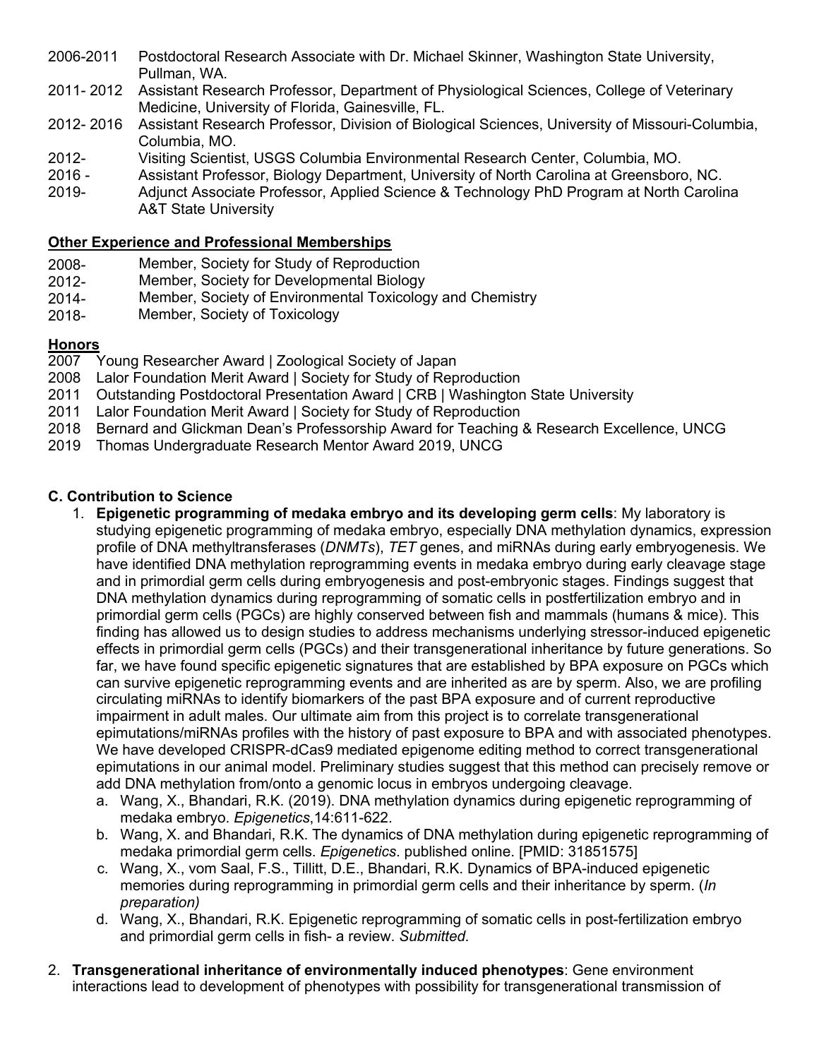2006-2011 Postdoctoral Research Associate with Dr. Michael Skinner, Washington State University, Pullman, WA.
2011- 2012 Assistant Research Professor, Department of Physiological Sciences, College of Veterinary Medicine, University of Florida, Gainesville, FL.
2012- 2016 Assistant Research Professor, Division of Biological Sciences, University of Missouri-Columbia, Columbia, MO.
2012- Visiting Scientist, USGS Columbia Environmental Research Center, Columbia, MO.
2016 - Assistant Professor, Biology Department, University of North Carolina at Greensboro, NC.
2019- Adjunct Associate Professor, Applied Science & Technology PhD Program at North Carolina A&T State University

**Other Experience and Professional Memberships**

2008- Member, Society for Study of Reproduction
2012- Member, Society for Developmental Biology
2014- Member, Society of Environmental Toxicology and Chemistry
2018- Member, Society of Toxicology

**Honors**

2007 Young Researcher Award | Zoological Society of Japan
2008 Lalor Foundation Merit Award | Society for Study of Reproduction
2011 Outstanding Postdoctoral Presentation Award | CRB | Washington State University
2011 Lalor Foundation Merit Award | Society for Study of Reproduction
2018 Bernard and Glickman Dean's Professorship Award for Teaching & Research Excellence, UNCG
2019 Thomas Undergraduate Research Mentor Award 2019, UNCG

## C. Contribution to Science

1. **Epigenetic programming of medaka embryo and its developing germ cells**: My laboratory is studying epigenetic programming of medaka embryo, especially DNA methylation dynamics, expression profile of DNA methyltransferases (*DNMTs*), *TET* genes, and miRNAs during early embryogenesis. We have identified DNA methylation reprogramming events in medaka embryo during early cleavage stage and in primordial germ cells during embryogenesis and post-embryonic stages. Findings suggest that DNA methylation dynamics during reprogramming of somatic cells in postfertilization embryo and in primordial germ cells (PGCs) are highly conserved between fish and mammals (humans & mice). This finding has allowed us to design studies to address mechanisms underlying stressor-induced epigenetic effects in primordial germ cells (PGCs) and their transgenerational inheritance by future generations. So far, we have found specific epigenetic signatures that are established by BPA exposure on PGCs which can survive epigenetic reprogramming events and are inherited as are by sperm. Also, we are profiling circulating miRNAs to identify biomarkers of the past BPA exposure and of current reproductive impairment in adult males. Our ultimate aim from this project is to correlate transgenerational epimutations/miRNAs profiles with the history of past exposure to BPA and with associated phenotypes. We have developed CRISPR-dCas9 mediated epigenome editing method to correct transgenerational epimutations in our animal model. Preliminary studies suggest that this method can precisely remove or add DNA methylation from/onto a genomic locus in embryos undergoing cleavage.
   a. Wang, X., Bhandari, R.K. (2019). DNA methylation dynamics during epigenetic reprogramming of medaka embryo. *Epigenetics*,14:611-622.
   b. Wang, X. and Bhandari, R.K. The dynamics of DNA methylation during epigenetic reprogramming of medaka primordial germ cells. *Epigenetics*. published online. [PMID: 31851575]
   c. Wang, X., vom Saal, F.S., Tillitt, D.E., Bhandari, R.K. Dynamics of BPA-induced epigenetic memories during reprogramming in primordial germ cells and their inheritance by sperm. (*In preparation)*
   d. Wang, X., Bhandari, R.K. Epigenetic reprogramming of somatic cells in post-fertilization embryo and primordial germ cells in fish- a review. *Submitted.*

2. **Transgenerational inheritance of environmentally induced phenotypes**: Gene environment interactions lead to development of phenotypes with possibility for transgenerational transmission of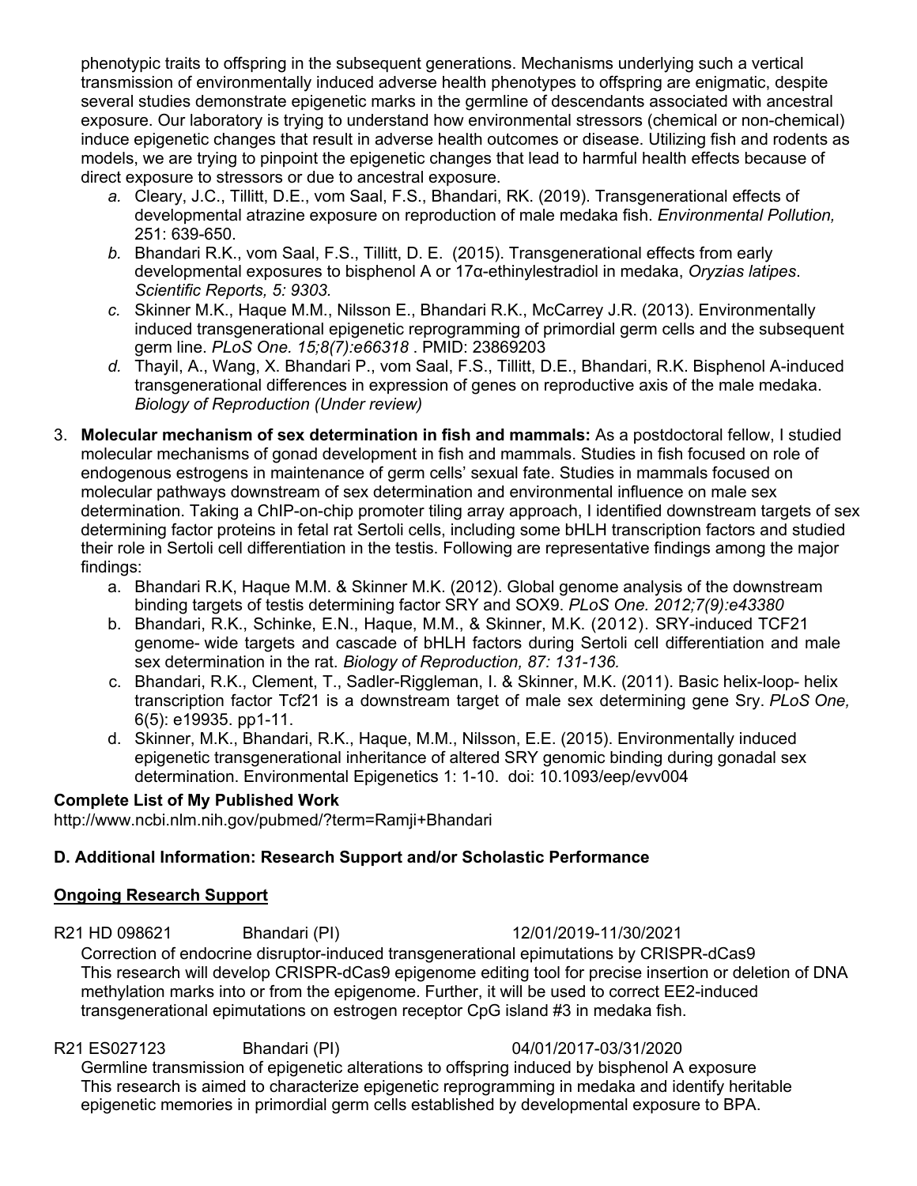phenotypic traits to offspring in the subsequent generations. Mechanisms underlying such a vertical transmission of environmentally induced adverse health phenotypes to offspring are enigmatic, despite several studies demonstrate epigenetic marks in the germline of descendants associated with ancestral exposure. Our laboratory is trying to understand how environmental stressors (chemical or non-chemical) induce epigenetic changes that result in adverse health outcomes or disease. Utilizing fish and rodents as models, we are trying to pinpoint the epigenetic changes that lead to harmful health effects because of direct exposure to stressors or due to ancestral exposure.

   *a.* Cleary, J.C., Tillitt, D.E., vom Saal, F.S., Bhandari, RK. (2019). Transgenerational effects of developmental atrazine exposure on reproduction of male medaka fish. *Environmental Pollution,* 251: 639-650.

   *b.* Bhandari R.K., vom Saal, F.S., Tillitt, D. E. (2015). Transgenerational effects from early developmental exposures to bisphenol A or 17α-ethinylestradiol in medaka, *Oryzias latipes*. *Scientific Reports, 5: 9303.*

   *c.* Skinner M.K., Haque M.M., Nilsson E., Bhandari R.K., McCarrey J.R. (2013). Environmentally induced transgenerational epigenetic reprogramming of primordial germ cells and the subsequent germ line. *PLoS One. 15;8(7):e66318* . PMID: 23869203

   *d.* Thayil, A., Wang, X. Bhandari P., vom Saal, F.S., Tillitt, D.E., Bhandari, R.K. Bisphenol A-induced transgenerational differences in expression of genes on reproductive axis of the male medaka. *Biology of Reproduction (Under review)*

3. **Molecular mechanism of sex determination in fish and mammals:** As a postdoctoral fellow, I studied molecular mechanisms of gonad development in fish and mammals. Studies in fish focused on role of endogenous estrogens in maintenance of germ cells' sexual fate. Studies in mammals focused on molecular pathways downstream of sex determination and environmental influence on male sex determination. Taking a ChIP-on-chip promoter tiling array approach, I identified downstream targets of sex determining factor proteins in fetal rat Sertoli cells, including some bHLH transcription factors and studied their role in Sertoli cell differentiation in the testis. Following are representative findings among the major findings:

   a. Bhandari R.K, Haque M.M. & Skinner M.K. (2012). Global genome analysis of the downstream binding targets of testis determining factor SRY and SOX9. *PLoS One. 2012;7(9):e43380*

   b. Bhandari, R.K., Schinke, E.N., Haque, M.M., & Skinner, M.K. (2012). SRY-induced TCF21 genome- wide targets and cascade of bHLH factors during Sertoli cell differentiation and male sex determination in the rat. *Biology of Reproduction, 87: 131-136.*

   c. Bhandari, R.K., Clement, T., Sadler-Riggleman, I. & Skinner, M.K. (2011). Basic helix-loop- helix transcription factor Tcf21 is a downstream target of male sex determining gene Sry. *PLoS One,* 6(5): e19935. pp1-11.

   d. Skinner, M.K., Bhandari, R.K., Haque, M.M., Nilsson, E.E. (2015). Environmentally induced epigenetic transgenerational inheritance of altered SRY genomic binding during gonadal sex determination. Environmental Epigenetics 1: 1-10. doi: 10.1093/eep/evv004

**Complete List of My Published Work**

http://www.ncbi.nlm.nih.gov/pubmed/?term=Ramji+Bhandari

**D. Additional Information: Research Support and/or Scholastic Performance**

**Ongoing Research Support**

R21 HD 098621 Bhandari (PI) 12/01/2019-11/30/2021

Correction of endocrine disruptor-induced transgenerational epimutations by CRISPR-dCas9
This research will develop CRISPR-dCas9 epigenome editing tool for precise insertion or deletion of DNA methylation marks into or from the epigenome. Further, it will be used to correct EE2-induced transgenerational epimutations on estrogen receptor CpG island #3 in medaka fish.

R21 ES027123 Bhandari (PI) 04/01/2017-03/31/2020

Germline transmission of epigenetic alterations to offspring induced by bisphenol A exposure
This research is aimed to characterize epigenetic reprogramming in medaka and identify heritable epigenetic memories in primordial germ cells established by developmental exposure to BPA.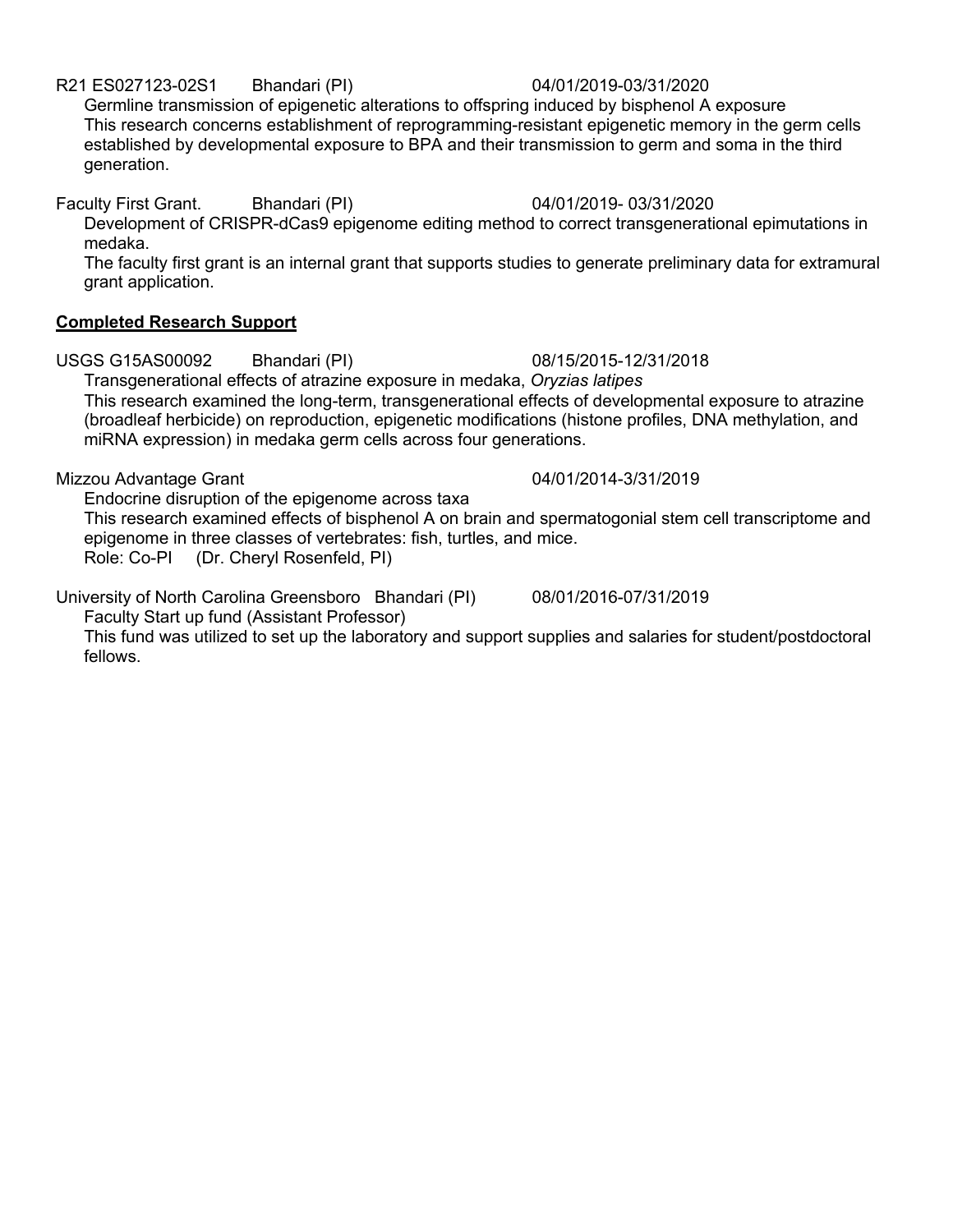R21 ES027123-02S1 Bhandari (PI) 04/01/2019-03/31/2020

Germline transmission of epigenetic alterations to offspring induced by bisphenol A exposure

This research concerns establishment of reprogramming-resistant epigenetic memory in the germ cells established by developmental exposure to BPA and their transmission to germ and soma in the third generation.

Faculty First Grant. Bhandari (PI) 04/01/2019- 03/31/2020

Development of CRISPR-dCas9 epigenome editing method to correct transgenerational epimutations in medaka.

The faculty first grant is an internal grant that supports studies to generate preliminary data for extramural grant application.

**Completed Research Support**

USGS G15AS00092 Bhandari (PI) 08/15/2015-12/31/2018

Transgenerational effects of atrazine exposure in medaka, *Oryzias latipes*

This research examined the long-term, transgenerational effects of developmental exposure to atrazine (broadleaf herbicide) on reproduction, epigenetic modifications (histone profiles, DNA methylation, and miRNA expression) in medaka germ cells across four generations.

Mizzou Advantage Grant 04/01/2014-3/31/2019

Endocrine disruption of the epigenome across taxa

This research examined effects of bisphenol A on brain and spermatogonial stem cell transcriptome and epigenome in three classes of vertebrates: fish, turtles, and mice.

Role: Co-PI (Dr. Cheryl Rosenfeld, PI)

University of North Carolina Greensboro Bhandari (PI) 08/01/2016-07/31/2019

Faculty Start up fund (Assistant Professor)

This fund was utilized to set up the laboratory and support supplies and salaries for student/postdoctoral fellows.